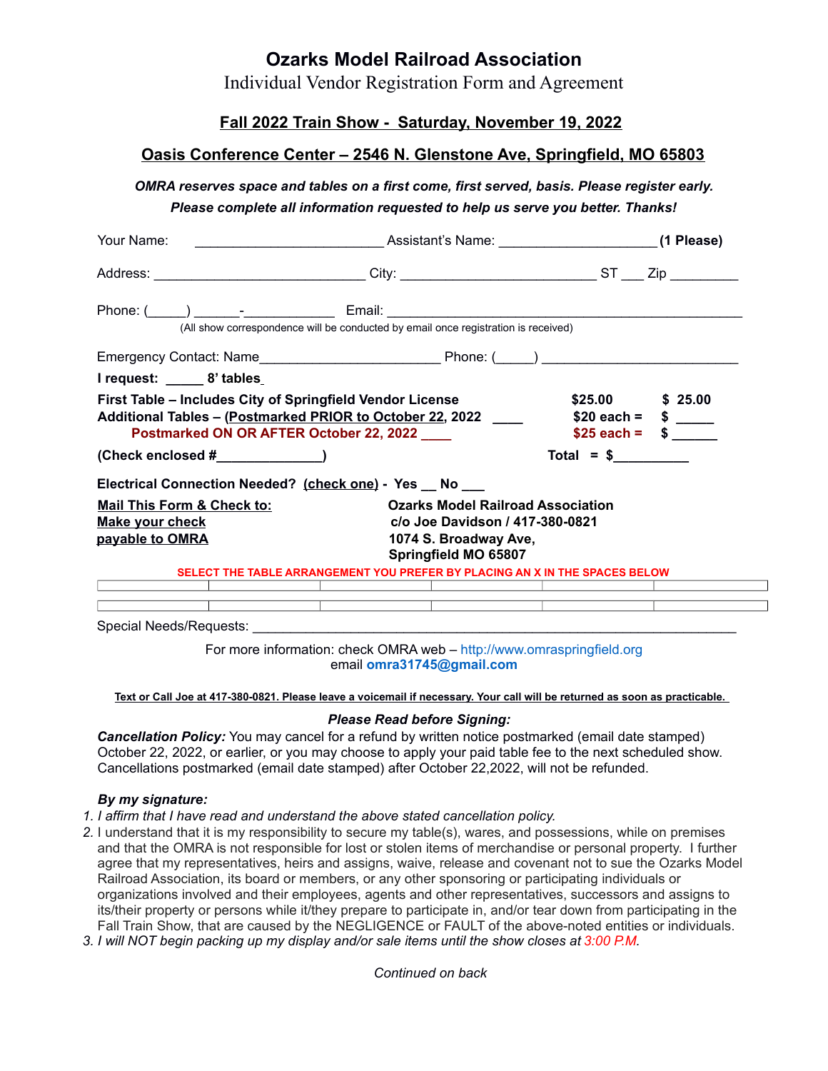# Ozarks Model Railroad Association

Individual Vendor Registration Form and Agreement

## Fall 2022 Train Show - Saturday, November 19, 2022

## Oasis Conference Center – 2546 N. Glenstone Ave, Springfield, MO 65803

***OMRA reserves space and tables on a first come, first served, basis. Please register early.***
***Please complete all information requested to help us serve you better. Thanks!***

Your Name: _________________________ Assistant's Name: ____________________ **(1 Please)**

Address: ___________________________ City: _________________________ ST ___ Zip _________

Phone: (_____) ______-___________ Email: ______________________________________________
(All show correspondence will be conducted by email once registration is received)

Emergency Contact: Name________________________ Phone: (_____) _________________________

**I request: _____ 8' tables**

| | | |
|---|---|---|
| **First Table – Includes City of Springfield Vendor License** | **$25.00** | **$ 25.00** |
| **Additional Tables – (Postmarked PRIOR to October 22, 2022 ____** | **$20 each =** | **$ _____** |
| **Postmarked ON OR AFTER October 22, 2022 ____** | **$25 each =** | **$ ______** |
| **(Check enclosed #______________)** | **Total = $__________** | |

**Electrical Connection Needed? (check one) - Yes __ No ___**

**Mail This Form & Check to:**
**Make your check payable to OMRA**

**Ozarks Model Railroad Association**
**c/o Joe Davidson / 417-380-0821**
**1074 S. Broadway Ave,**
**Springfield MO 65807**

**SELECT THE TABLE ARRANGEMENT YOU PREFER BY PLACING AN X IN THE SPACES BELOW**

| | | | | | |
|---|---|---|---|---|---|
| | | | | | |

Special Needs/Requests: ______________________________________________________________

For more information: check OMRA web – http://www.omraspringfield.org
email **omra31745@gmail.com**

**Text or Call Joe at 417-380-0821. Please leave a voicemail if necessary. Your call will be returned as soon as practicable.**

***Please Read before Signing:***

***Cancellation Policy:*** You may cancel for a refund by written notice postmarked (email date stamped) October 22, 2022, or earlier, or you may choose to apply your paid table fee to the next scheduled show. Cancellations postmarked (email date stamped) after October 22,2022, will not be refunded.

***By my signature:***

1. *I affirm that I have read and understand the above stated cancellation policy.*
2. I understand that it is my responsibility to secure my table(s), wares, and possessions, while on premises and that the OMRA is not responsible for lost or stolen items of merchandise or personal property. I further agree that my representatives, heirs and assigns, waive, release and covenant not to sue the Ozarks Model Railroad Association, its board or members, or any other sponsoring or participating individuals or organizations involved and their employees, agents and other representatives, successors and assigns to its/their property or persons while it/they prepare to participate in, and/or tear down from participating in the Fall Train Show, that are caused by the NEGLIGENCE or FAULT of the above-noted entities or individuals.
3. *I will NOT begin packing up my display and/or sale items until the show closes at 3:00 P.M.*

*Continued on back*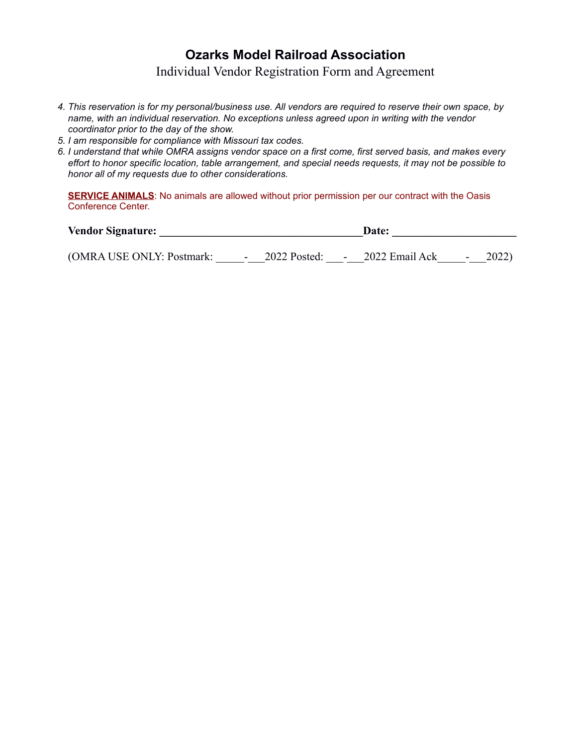# Ozarks Model Railroad Association

Individual Vendor Registration Form and Agreement

4. *This reservation is for my personal/business use. All vendors are required to reserve their own space, by name, with an individual reservation. No exceptions unless agreed upon in writing with the vendor coordinator prior to the day of the show.*
5. *I am responsible for compliance with Missouri tax codes.*
6. *I understand that while OMRA assigns vendor space on a first come, first served basis, and makes every effort to honor specific location, table arrangement, and special needs requests, it may not be possible to honor all of my requests due to other considerations.*

**SERVICE ANIMALS**: No animals are allowed without prior permission per our contract with the Oasis Conference Center.

**Vendor Signature: ____________________________________Date: ______________________**

(OMRA USE ONLY: Postmark: _____-___2022 Posted: ___-___2022 Email Ack_____-___2022)